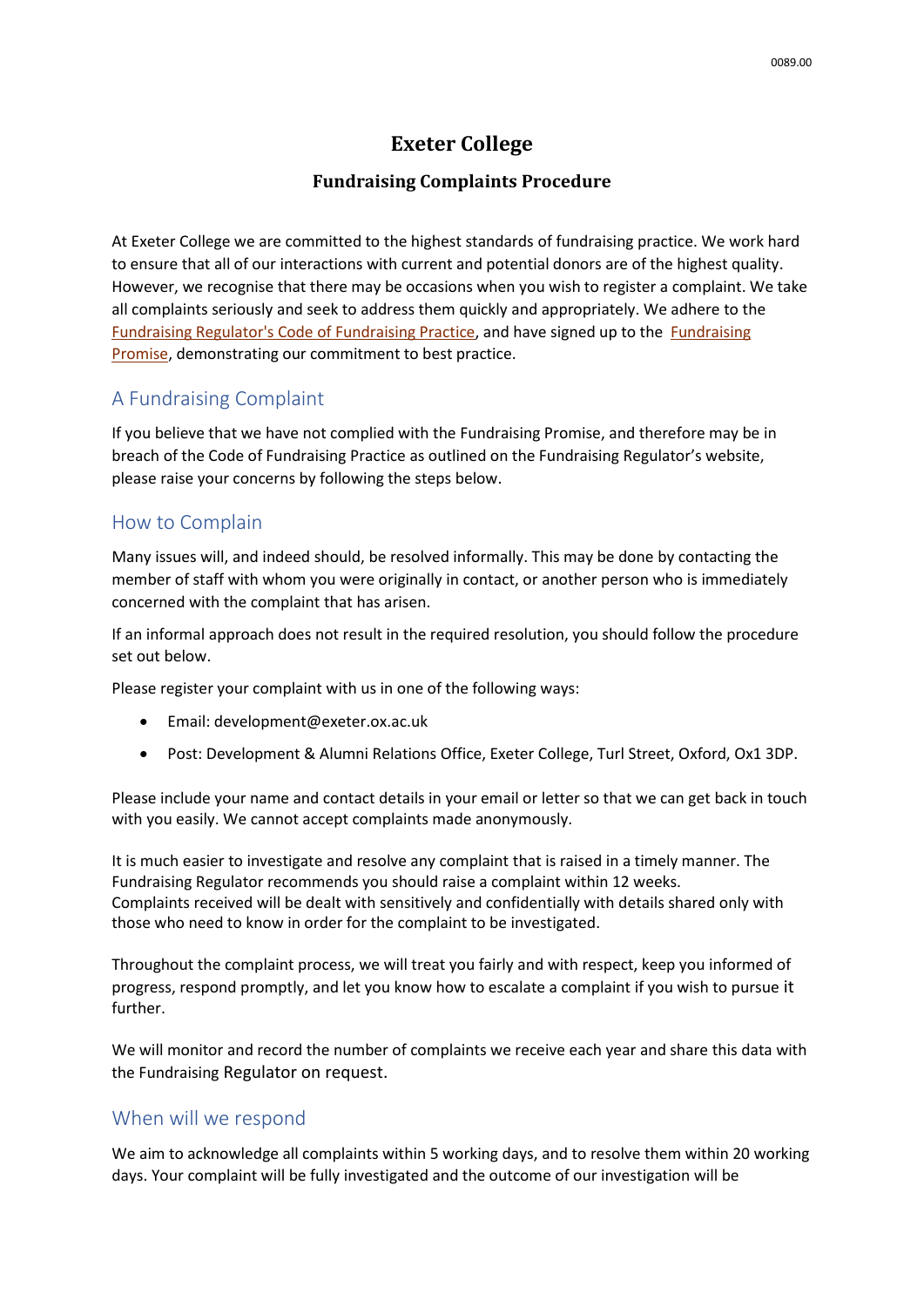# Exeter College

## Fundraising Complaints Procedure

At Exeter College we are committed to the highest standards of fundraising practice. We work hard to ensure that all of our interactions with current and potential donors are of the highest quality. However, we recognise that there may be occasions when you wish to register a complaint. We take all complaints seriously and seek to address them quickly and appropriately. We adhere to the Fundraising Regulator's Code of Fundraising Practice, and have signed up to the Fundraising Promise, demonstrating our commitment to best practice.

### A Fundraising Complaint

If you believe that we have not complied with the Fundraising Promise, and therefore may be in breach of the Code of Fundraising Practice as outlined on the Fundraising Regulator's website, please raise your concerns by following the steps below.

### How to Complain

Many issues will, and indeed should, be resolved informally. This may be done by contacting the member of staff with whom you were originally in contact, or another person who is immediately concerned with the complaint that has arisen.

If an informal approach does not result in the required resolution, you should follow the procedure set out below.

Please register your complaint with us in one of the following ways:

- Email: development@exeter.ox.ac.uk
- Post: Development & Alumni Relations Office, Exeter College, Turl Street, Oxford, Ox1 3DP.

Please include your name and contact details in your email or letter so that we can get back in touch with you easily. We cannot accept complaints made anonymously.

It is much easier to investigate and resolve any complaint that is raised in a timely manner. The Fundraising Regulator recommends you should raise a complaint within 12 weeks.
Complaints received will be dealt with sensitively and confidentially with details shared only with those who need to know in order for the complaint to be investigated.

Throughout the complaint process, we will treat you fairly and with respect, keep you informed of progress, respond promptly, and let you know how to escalate a complaint if you wish to pursue it further.

We will monitor and record the number of complaints we receive each year and share this data with the Fundraising Regulator on request.

### When will we respond

We aim to acknowledge all complaints within 5 working days, and to resolve them within 20 working days. Your complaint will be fully investigated and the outcome of our investigation will be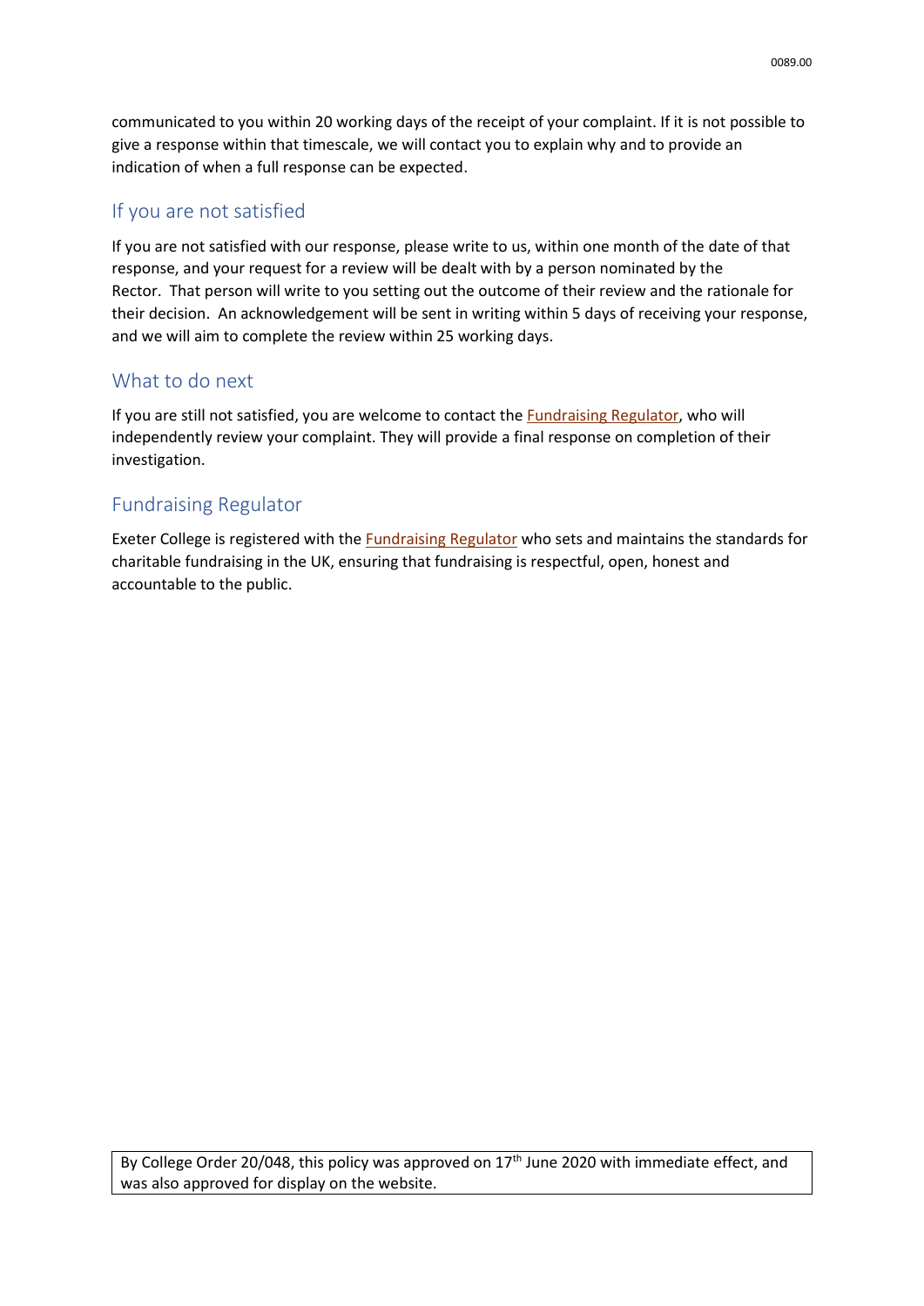communicated to you within 20 working days of the receipt of your complaint. If it is not possible to give a response within that timescale, we will contact you to explain why and to provide an indication of when a full response can be expected.

## If you are not satisfied

If you are not satisfied with our response, please write to us, within one month of the date of that response, and your request for a review will be dealt with by a person nominated by the Rector. That person will write to you setting out the outcome of their review and the rationale for their decision. An acknowledgement will be sent in writing within 5 days of receiving your response, and we will aim to complete the review within 25 working days.

## What to do next

If you are still not satisfied, you are welcome to contact the Fundraising Regulator, who will independently review your complaint. They will provide a final response on completion of their investigation.

## Fundraising Regulator

Exeter College is registered with the Fundraising Regulator who sets and maintains the standards for charitable fundraising in the UK, ensuring that fundraising is respectful, open, honest and accountable to the public.

| |
|---|
| By College Order 20/048, this policy was approved on 17th June 2020 with immediate effect, and was also approved for display on the website. |